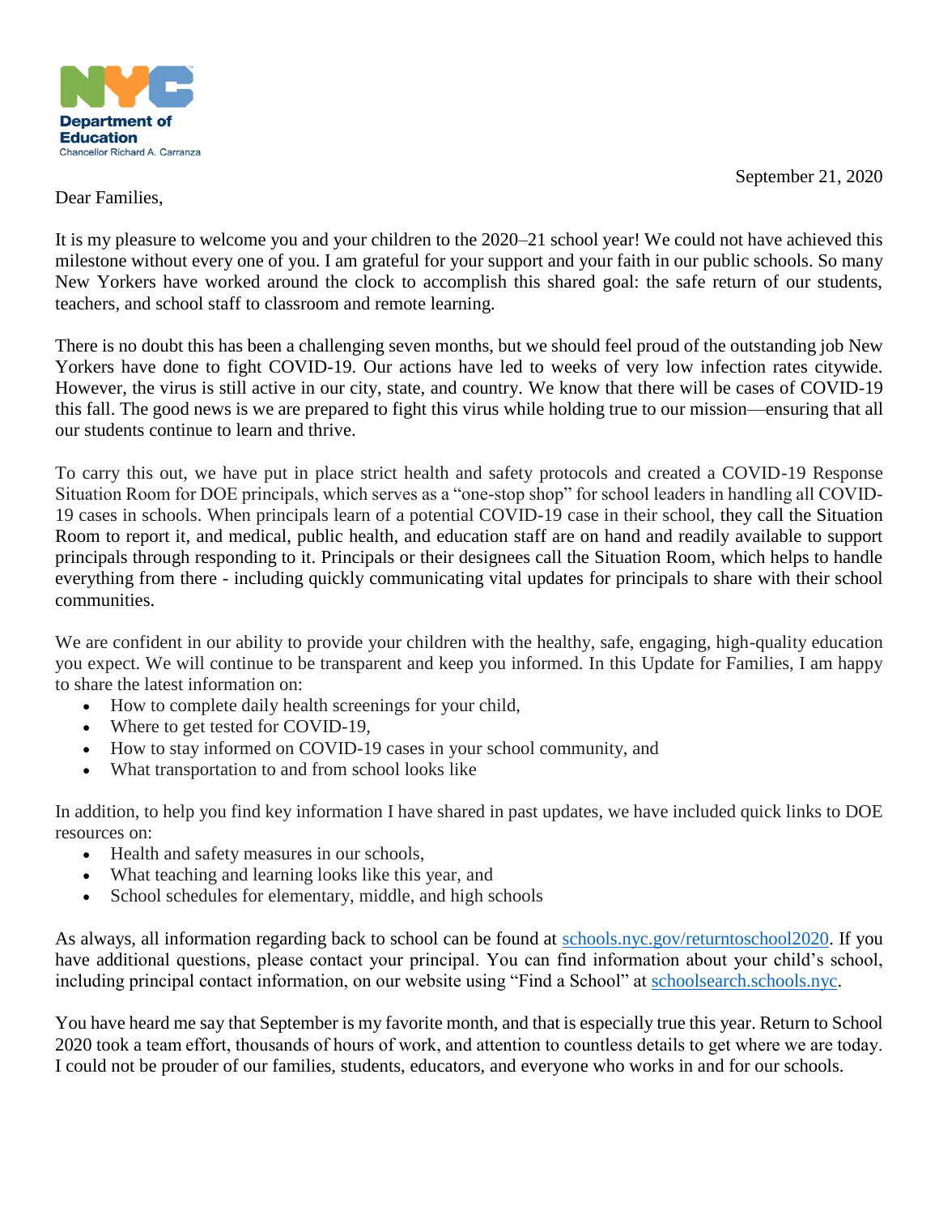**NYC Department of Education**
Chancellor Richard A. Carranza

September 21, 2020

Dear Families,

It is my pleasure to welcome you and your children to the 2020–21 school year! We could not have achieved this milestone without every one of you. I am grateful for your support and your faith in our public schools. So many New Yorkers have worked around the clock to accomplish this shared goal: the safe return of our students, teachers, and school staff to classroom and remote learning.

There is no doubt this has been a challenging seven months, but we should feel proud of the outstanding job New Yorkers have done to fight COVID-19. Our actions have led to weeks of very low infection rates citywide. However, the virus is still active in our city, state, and country. We know that there will be cases of COVID-19 this fall. The good news is we are prepared to fight this virus while holding true to our mission—ensuring that all our students continue to learn and thrive.

To carry this out, we have put in place strict health and safety protocols and created a COVID-19 Response Situation Room for DOE principals, which serves as a "one-stop shop" for school leaders in handling all COVID-19 cases in schools. When principals learn of a potential COVID-19 case in their school, they call the Situation Room to report it, and medical, public health, and education staff are on hand and readily available to support principals through responding to it. Principals or their designees call the Situation Room, which helps to handle everything from there - including quickly communicating vital updates for principals to share with their school communities.

We are confident in our ability to provide your children with the healthy, safe, engaging, high-quality education you expect. We will continue to be transparent and keep you informed. In this Update for Families, I am happy to share the latest information on:

- How to complete daily health screenings for your child,
- Where to get tested for COVID-19,
- How to stay informed on COVID-19 cases in your school community, and
- What transportation to and from school looks like

In addition, to help you find key information I have shared in past updates, we have included quick links to DOE resources on:

- Health and safety measures in our schools,
- What teaching and learning looks like this year, and
- School schedules for elementary, middle, and high schools

As always, all information regarding back to school can be found at [schools.nyc.gov/returntoschool2020](schools.nyc.gov/returntoschool2020). If you have additional questions, please contact your principal. You can find information about your child's school, including principal contact information, on our website using "Find a School" at [schoolsearch.schools.nyc](schoolsearch.schools.nyc).

You have heard me say that September is my favorite month, and that is especially true this year. Return to School 2020 took a team effort, thousands of hours of work, and attention to countless details to get where we are today. I could not be prouder of our families, students, educators, and everyone who works in and for our schools.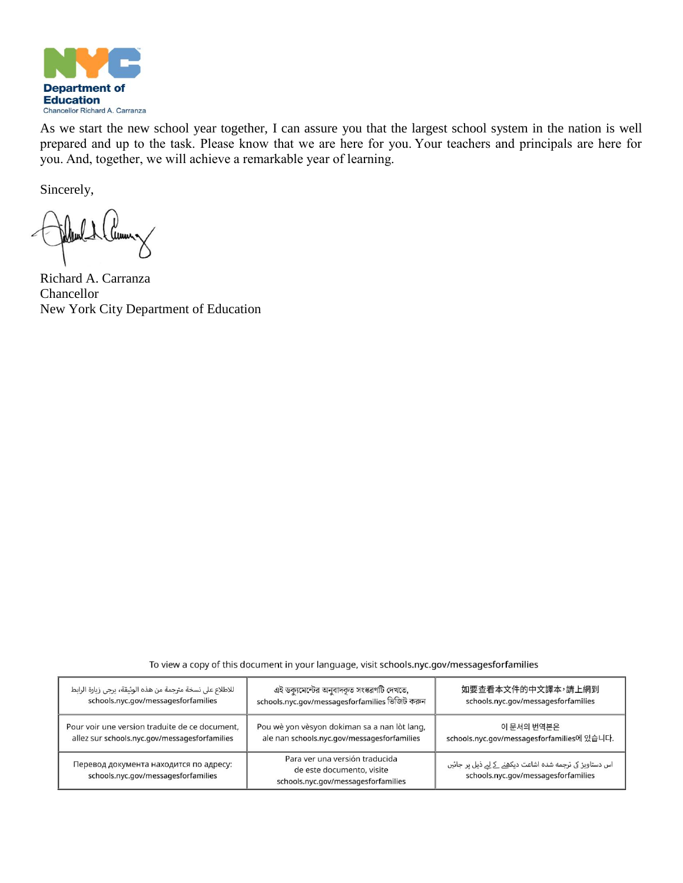**Department of Education**
Chancellor Richard A. Carranza

As we start the new school year together, I can assure you that the largest school system in the nation is well prepared and up to the task. Please know that we are here for you. Your teachers and principals are here for you. And, together, we will achieve a remarkable year of learning.

Sincerely,

Richard A. Carranza
Chancellor
New York City Department of Education

To view a copy of this document in your language, visit schools.nyc.gov/messagesforfamilies

| | | |
|---|---|---|
| للاطلاع على نسخة مترجمة من هذه الوثيقة، يرجى زيارة الرابط schools.nyc.gov/messagesforfamilies | এই ডকুমেন্টের অনুবাদকৃত সংস্করণটি দেখতে, schools.nyc.gov/messagesforfamilies ভিজিট করুন | 如要查看本文件的中文譯本，請上網到 schools.nyc.gov/messagesforfamilies |
| Pour voir une version traduite de ce document, allez sur schools.nyc.gov/messagesforfamilies | Pou wè yon vèsyon dokiman sa a nan lòt lang, ale nan schools.nyc.gov/messagesforfamilies | 이 문서의 번역본은 schools.nyc.gov/messagesforfamilies에 있습니다. |
| Перевод документа находится по адресу: schools.nyc.gov/messagesforfamilies | Para ver una versión traducida de este documento, visite schools.nyc.gov/messagesforfamilies | اس دستاویز کی ترجمہ شدہ اشاعت دیکھنے کے لیے ذیل پر جائیں schools.nyc.gov/messagesforfamilies |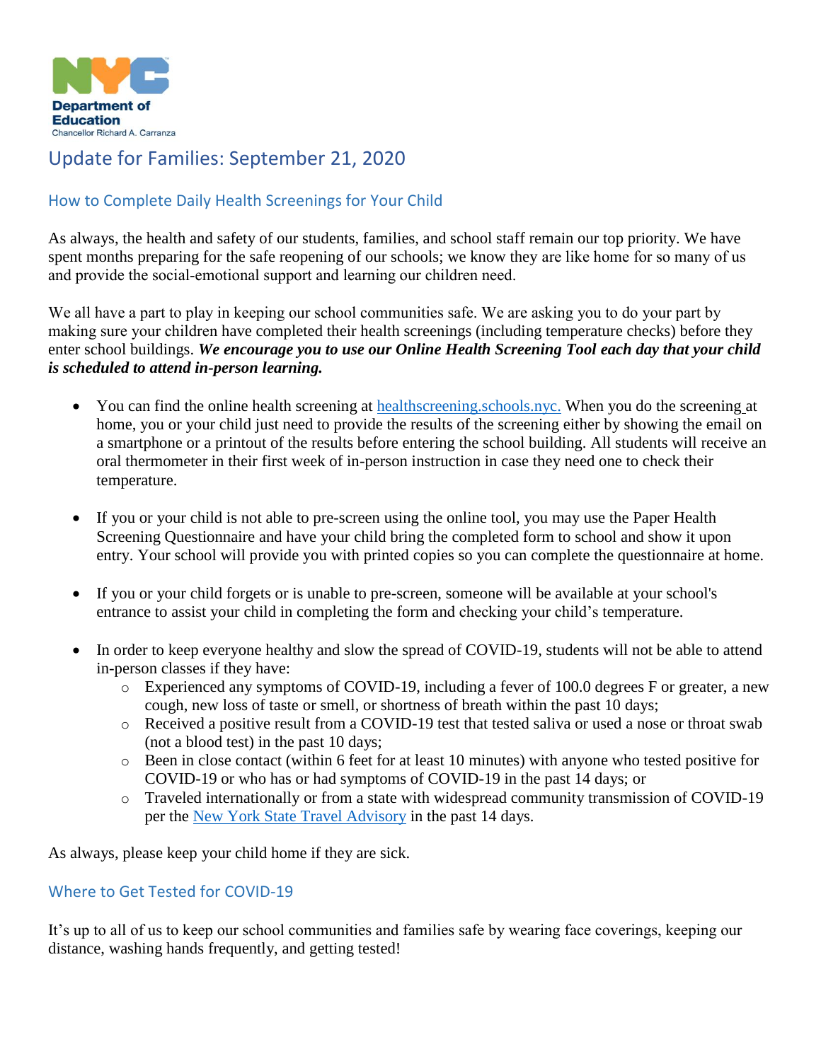Department of Education
Chancellor Richard A. Carranza

# Update for Families: September 21, 2020

## How to Complete Daily Health Screenings for Your Child

As always, the health and safety of our students, families, and school staff remain our top priority. We have spent months preparing for the safe reopening of our schools; we know they are like home for so many of us and provide the social-emotional support and learning our children need.

We all have a part to play in keeping our school communities safe. We are asking you to do your part by making sure your children have completed their health screenings (including temperature checks) before they enter school buildings. ***We encourage you to use our Online Health Screening Tool each day that your child is scheduled to attend in-person learning.***

- You can find the online health screening at [healthscreening.schools.nyc.](healthscreening.schools.nyc) When you do the screening at home, you or your child just need to provide the results of the screening either by showing the email on a smartphone or a printout of the results before entering the school building. All students will receive an oral thermometer in their first week of in-person instruction in case they need one to check their temperature.

- If you or your child is not able to pre-screen using the online tool, you may use the Paper Health Screening Questionnaire and have your child bring the completed form to school and show it upon entry. Your school will provide you with printed copies so you can complete the questionnaire at home.

- If you or your child forgets or is unable to pre-screen, someone will be available at your school's entrance to assist your child in completing the form and checking your child's temperature.

- In order to keep everyone healthy and slow the spread of COVID-19, students will not be able to attend in-person classes if they have:
  - Experienced any symptoms of COVID-19, including a fever of 100.0 degrees F or greater, a new cough, new loss of taste or smell, or shortness of breath within the past 10 days;
  - Received a positive result from a COVID-19 test that tested saliva or used a nose or throat swab (not a blood test) in the past 10 days;
  - Been in close contact (within 6 feet for at least 10 minutes) with anyone who tested positive for COVID-19 or who has or had symptoms of COVID-19 in the past 14 days; or
  - Traveled internationally or from a state with widespread community transmission of COVID-19 per the New York State Travel Advisory in the past 14 days.

As always, please keep your child home if they are sick.

## Where to Get Tested for COVID-19

It's up to all of us to keep our school communities and families safe by wearing face coverings, keeping our distance, washing hands frequently, and getting tested!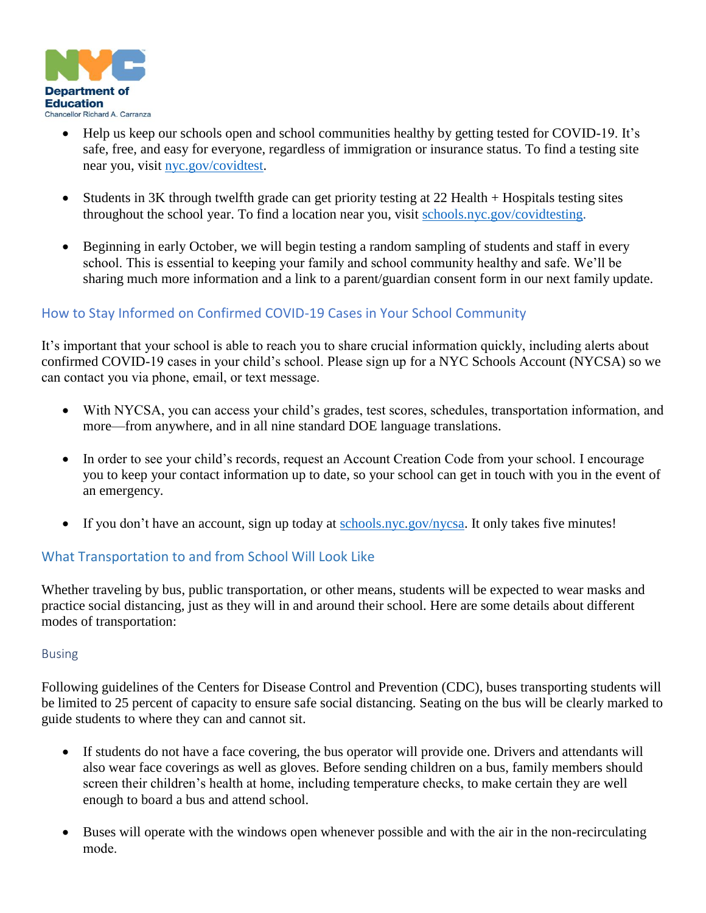- Help us keep our schools open and school communities healthy by getting tested for COVID-19. It's safe, free, and easy for everyone, regardless of immigration or insurance status. To find a testing site near you, visit [nyc.gov/covidtest](nyc.gov/covidtest).

- Students in 3K through twelfth grade can get priority testing at 22 Health + Hospitals testing sites throughout the school year. To find a location near you, visit [schools.nyc.gov/covidtesting](schools.nyc.gov/covidtesting).

- Beginning in early October, we will begin testing a random sampling of students and staff in every school. This is essential to keeping your family and school community healthy and safe. We'll be sharing much more information and a link to a parent/guardian consent form in our next family update.

## How to Stay Informed on Confirmed COVID-19 Cases in Your School Community

It's important that your school is able to reach you to share crucial information quickly, including alerts about confirmed COVID-19 cases in your child's school. Please sign up for a NYC Schools Account (NYCSA) so we can contact you via phone, email, or text message.

- With NYCSA, you can access your child's grades, test scores, schedules, transportation information, and more—from anywhere, and in all nine standard DOE language translations.

- In order to see your child's records, request an Account Creation Code from your school. I encourage you to keep your contact information up to date, so your school can get in touch with you in the event of an emergency.

- If you don't have an account, sign up today at [schools.nyc.gov/nycsa](schools.nyc.gov/nycsa). It only takes five minutes!

## What Transportation to and from School Will Look Like

Whether traveling by bus, public transportation, or other means, students will be expected to wear masks and practice social distancing, just as they will in and around their school. Here are some details about different modes of transportation:

### Busing

Following guidelines of the Centers for Disease Control and Prevention (CDC), buses transporting students will be limited to 25 percent of capacity to ensure safe social distancing. Seating on the bus will be clearly marked to guide students to where they can and cannot sit.

- If students do not have a face covering, the bus operator will provide one. Drivers and attendants will also wear face coverings as well as gloves. Before sending children on a bus, family members should screen their children's health at home, including temperature checks, to make certain they are well enough to board a bus and attend school.

- Buses will operate with the windows open whenever possible and with the air in the non-recirculating mode.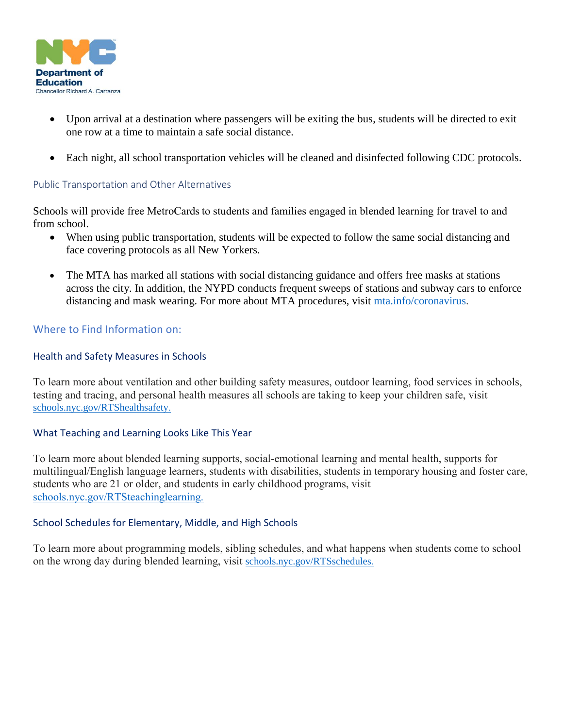- Upon arrival at a destination where passengers will be exiting the bus, students will be directed to exit one row at a time to maintain a safe social distance.

- Each night, all school transportation vehicles will be cleaned and disinfected following CDC protocols.

### Public Transportation and Other Alternatives

Schools will provide free MetroCards to students and families engaged in blended learning for travel to and from school.

- When using public transportation, students will be expected to follow the same social distancing and face covering protocols as all New Yorkers.

- The MTA has marked all stations with social distancing guidance and offers free masks at stations across the city. In addition, the NYPD conducts frequent sweeps of stations and subway cars to enforce distancing and mask wearing. For more about MTA procedures, visit [mta.info/coronavirus](mta.info/coronavirus).

## Where to Find Information on:

### Health and Safety Measures in Schools

To learn more about ventilation and other building safety measures, outdoor learning, food services in schools, testing and tracing, and personal health measures all schools are taking to keep your children safe, visit [schools.nyc.gov/RTShealthsafety](schools.nyc.gov/RTShealthsafety).

### What Teaching and Learning Looks Like This Year

To learn more about blended learning supports, social-emotional learning and mental health, supports for multilingual/English language learners, students with disabilities, students in temporary housing and foster care, students who are 21 or older, and students in early childhood programs, visit [schools.nyc.gov/RTSteachinglearning](schools.nyc.gov/RTSteachinglearning).

### School Schedules for Elementary, Middle, and High Schools

To learn more about programming models, sibling schedules, and what happens when students come to school on the wrong day during blended learning, visit [schools.nyc.gov/RTSschedules](schools.nyc.gov/RTSschedules).